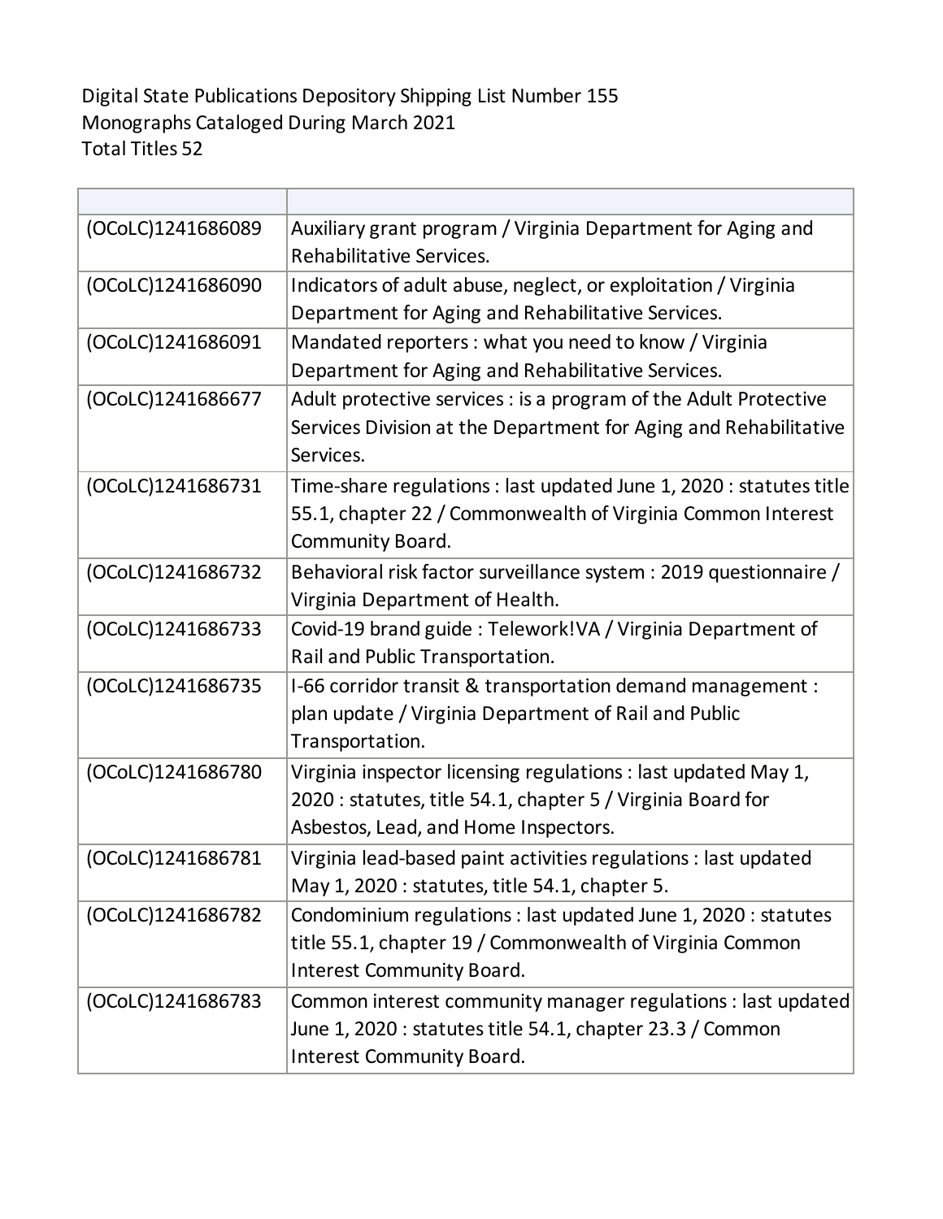Digital State Publications Depository Shipping List Number 155
Monographs Cataloged During March 2021
Total Titles 52

| | |
|---|---|
| (OCoLC)1241686089 | Auxiliary grant program / Virginia Department for Aging and Rehabilitative Services. |
| (OCoLC)1241686090 | Indicators of adult abuse, neglect, or exploitation / Virginia Department for Aging and Rehabilitative Services. |
| (OCoLC)1241686091 | Mandated reporters : what you need to know / Virginia Department for Aging and Rehabilitative Services. |
| (OCoLC)1241686677 | Adult protective services : is a program of the Adult Protective Services Division at the Department for Aging and Rehabilitative Services. |
| (OCoLC)1241686731 | Time-share regulations : last updated June 1, 2020 : statutes title 55.1, chapter 22 / Commonwealth of Virginia Common Interest Community Board. |
| (OCoLC)1241686732 | Behavioral risk factor surveillance system : 2019 questionnaire / Virginia Department of Health. |
| (OCoLC)1241686733 | Covid-19 brand guide : Telework!VA / Virginia Department of Rail and Public Transportation. |
| (OCoLC)1241686735 | I-66 corridor transit & transportation demand management : plan update / Virginia Department of Rail and Public Transportation. |
| (OCoLC)1241686780 | Virginia inspector licensing regulations : last updated May 1, 2020 : statutes, title 54.1, chapter 5 / Virginia Board for Asbestos, Lead, and Home Inspectors. |
| (OCoLC)1241686781 | Virginia lead-based paint activities regulations : last updated May 1, 2020 : statutes, title 54.1, chapter 5. |
| (OCoLC)1241686782 | Condominium regulations : last updated June 1, 2020 : statutes title 55.1, chapter 19 / Commonwealth of Virginia Common Interest Community Board. |
| (OCoLC)1241686783 | Common interest community manager regulations : last updated June 1, 2020 : statutes title 54.1, chapter 23.3 / Common Interest Community Board. |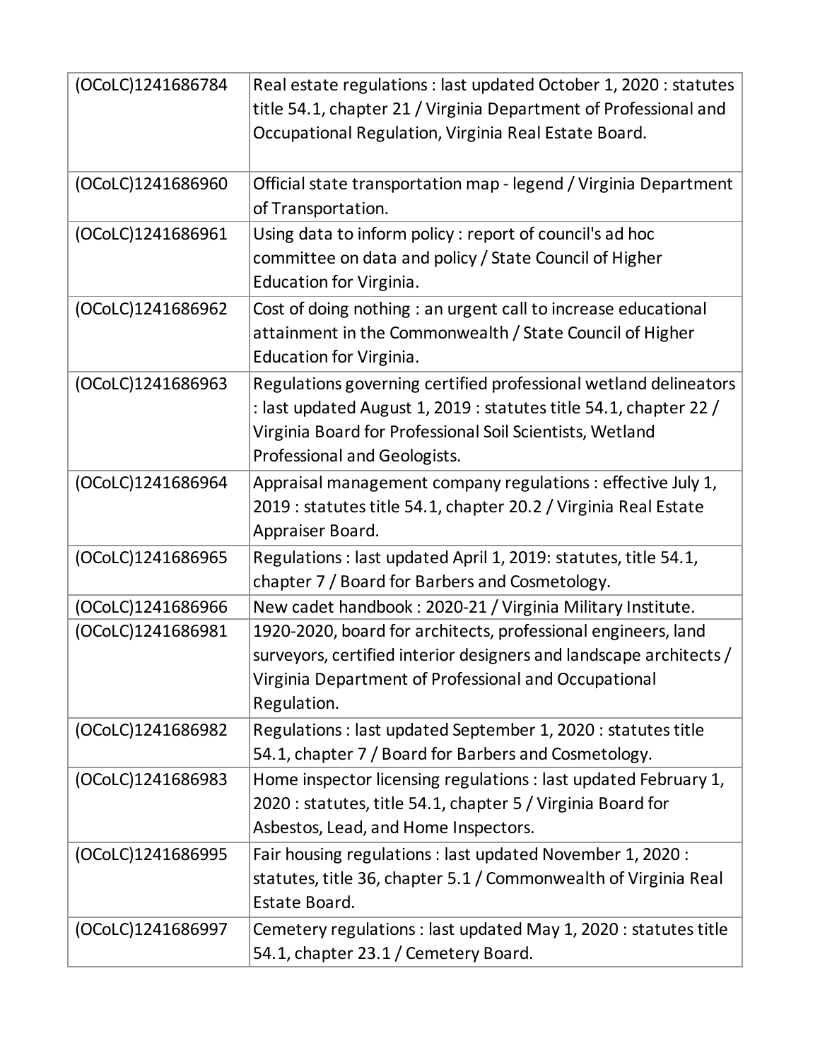| | |
|---|---|
| (OCoLC)1241686784 | Real estate regulations : last updated October 1, 2020 : statutes title 54.1, chapter 21 / Virginia Department of Professional and Occupational Regulation, Virginia Real Estate Board. |
| (OCoLC)1241686960 | Official state transportation map - legend / Virginia Department of Transportation. |
| (OCoLC)1241686961 | Using data to inform policy : report of council's ad hoc committee on data and policy / State Council of Higher Education for Virginia. |
| (OCoLC)1241686962 | Cost of doing nothing : an urgent call to increase educational attainment in the Commonwealth / State Council of Higher Education for Virginia. |
| (OCoLC)1241686963 | Regulations governing certified professional wetland delineators : last updated August 1, 2019 : statutes title 54.1, chapter 22 / Virginia Board for Professional Soil Scientists, Wetland Professional and Geologists. |
| (OCoLC)1241686964 | Appraisal management company regulations : effective July 1, 2019 : statutes title 54.1, chapter 20.2 / Virginia Real Estate Appraiser Board. |
| (OCoLC)1241686965 | Regulations : last updated April 1, 2019: statutes, title 54.1, chapter 7 / Board for Barbers and Cosmetology. |
| (OCoLC)1241686966 | New cadet handbook : 2020-21 / Virginia Military Institute. |
| (OCoLC)1241686981 | 1920-2020, board for architects, professional engineers, land surveyors, certified interior designers and landscape architects / Virginia Department of Professional and Occupational Regulation. |
| (OCoLC)1241686982 | Regulations : last updated September 1, 2020 : statutes title 54.1, chapter 7 / Board for Barbers and Cosmetology. |
| (OCoLC)1241686983 | Home inspector licensing regulations : last updated February 1, 2020 : statutes, title 54.1, chapter 5 / Virginia Board for Asbestos, Lead, and Home Inspectors. |
| (OCoLC)1241686995 | Fair housing regulations : last updated November 1, 2020 : statutes, title 36, chapter 5.1 / Commonwealth of Virginia Real Estate Board. |
| (OCoLC)1241686997 | Cemetery regulations : last updated May 1, 2020 : statutes title 54.1, chapter 23.1 / Cemetery Board. |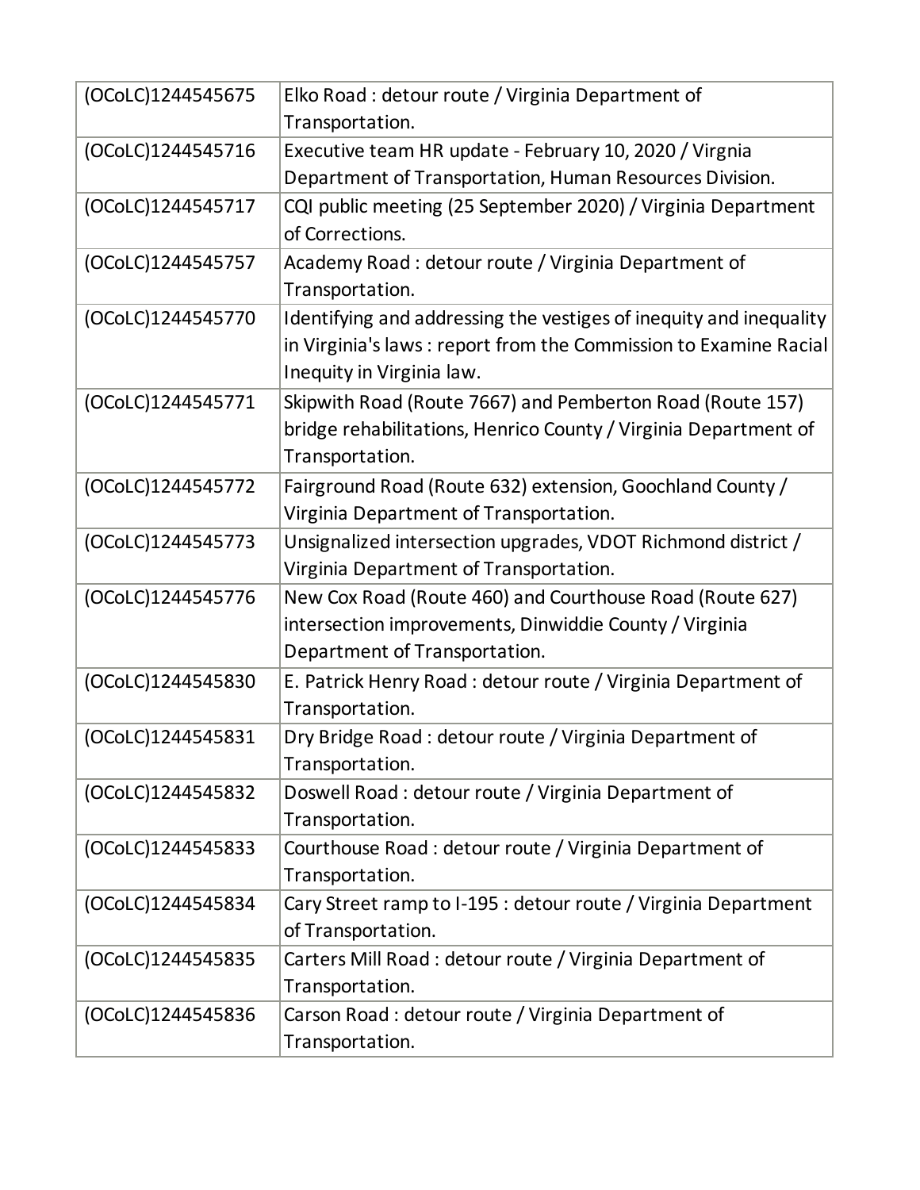| | |
|---|---|
| (OCoLC)1244545675 | Elko Road : detour route / Virginia Department of Transportation. |
| (OCoLC)1244545716 | Executive team HR update - February 10, 2020 / Virgnia Department of Transportation, Human Resources Division. |
| (OCoLC)1244545717 | CQI public meeting (25 September 2020) / Virginia Department of Corrections. |
| (OCoLC)1244545757 | Academy Road : detour route / Virginia Department of Transportation. |
| (OCoLC)1244545770 | Identifying and addressing the vestiges of inequity and inequality in Virginia's laws : report from the Commission to Examine Racial Inequity in Virginia law. |
| (OCoLC)1244545771 | Skipwith Road (Route 7667) and Pemberton Road (Route 157) bridge rehabilitations, Henrico County / Virginia Department of Transportation. |
| (OCoLC)1244545772 | Fairground Road (Route 632) extension, Goochland County / Virginia Department of Transportation. |
| (OCoLC)1244545773 | Unsignalized intersection upgrades, VDOT Richmond district / Virginia Department of Transportation. |
| (OCoLC)1244545776 | New Cox Road (Route 460) and Courthouse Road (Route 627) intersection improvements, Dinwiddie County / Virginia Department of Transportation. |
| (OCoLC)1244545830 | E. Patrick Henry Road : detour route / Virginia Department of Transportation. |
| (OCoLC)1244545831 | Dry Bridge Road : detour route / Virginia Department of Transportation. |
| (OCoLC)1244545832 | Doswell Road : detour route / Virginia Department of Transportation. |
| (OCoLC)1244545833 | Courthouse Road : detour route / Virginia Department of Transportation. |
| (OCoLC)1244545834 | Cary Street ramp to I-195 : detour route / Virginia Department of Transportation. |
| (OCoLC)1244545835 | Carters Mill Road : detour route / Virginia Department of Transportation. |
| (OCoLC)1244545836 | Carson Road : detour route / Virginia Department of Transportation. |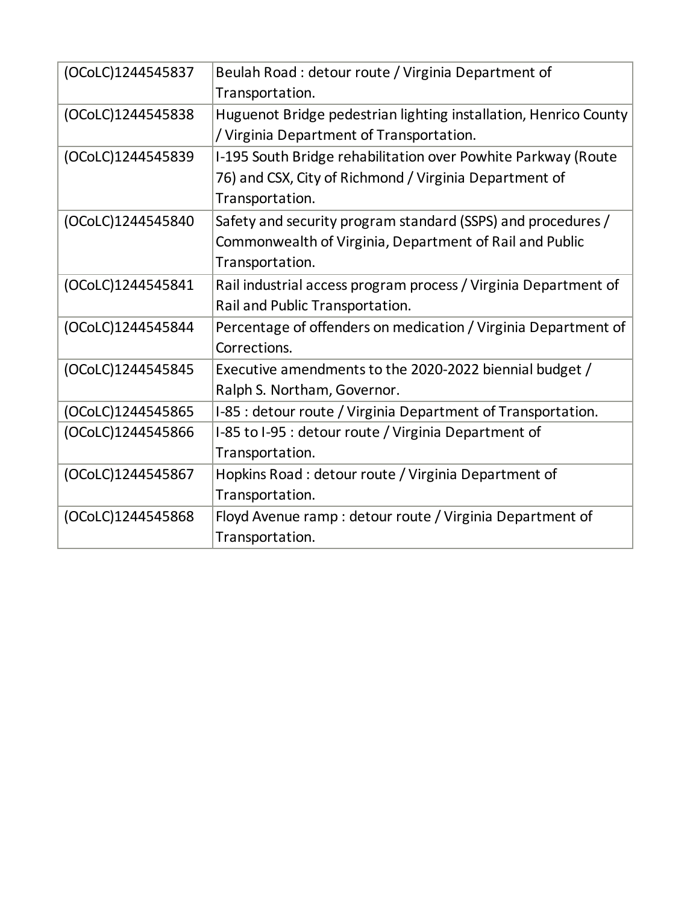| | |
|---|---|
| (OCoLC)1244545837 | Beulah Road : detour route / Virginia Department of Transportation. |
| (OCoLC)1244545838 | Huguenot Bridge pedestrian lighting installation, Henrico County / Virginia Department of Transportation. |
| (OCoLC)1244545839 | I-195 South Bridge rehabilitation over Powhite Parkway (Route 76) and CSX, City of Richmond / Virginia Department of Transportation. |
| (OCoLC)1244545840 | Safety and security program standard (SSPS) and procedures / Commonwealth of Virginia, Department of Rail and Public Transportation. |
| (OCoLC)1244545841 | Rail industrial access program process / Virginia Department of Rail and Public Transportation. |
| (OCoLC)1244545844 | Percentage of offenders on medication / Virginia Department of Corrections. |
| (OCoLC)1244545845 | Executive amendments to the 2020-2022 biennial budget / Ralph S. Northam, Governor. |
| (OCoLC)1244545865 | I-85 : detour route / Virginia Department of Transportation. |
| (OCoLC)1244545866 | I-85 to I-95 : detour route / Virginia Department of Transportation. |
| (OCoLC)1244545867 | Hopkins Road : detour route / Virginia Department of Transportation. |
| (OCoLC)1244545868 | Floyd Avenue ramp : detour route / Virginia Department of Transportation. |